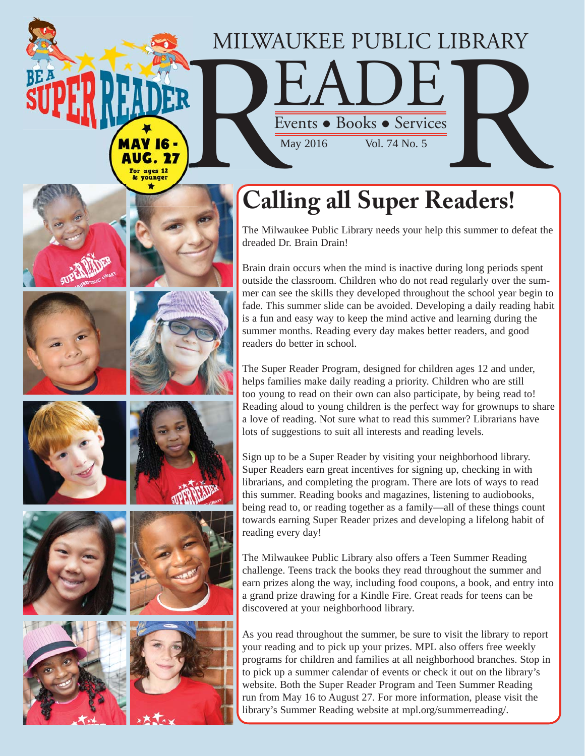# MILWAUKEE PUBLIC LIBRARY READER

Events • Books • Services

May 2016 Vol. 74 No. 5

BE A SUPER READER

MAY 16 - AUG. 27

For ages 12 & younger

## Calling all Super Readers!

The Milwaukee Public Library needs your help this summer to defeat the dreaded Dr. Brain Drain!

Brain drain occurs when the mind is inactive during long periods spent outside the classroom. Children who do not read regularly over the summer can see the skills they developed throughout the school year begin to fade. This summer slide can be avoided. Developing a daily reading habit is a fun and easy way to keep the mind active and learning during the summer months. Reading every day makes better readers, and good readers do better in school.

The Super Reader Program, designed for children ages 12 and under, helps families make daily reading a priority. Children who are still too young to read on their own can also participate, by being read to! Reading aloud to young children is the perfect way for grownups to share a love of reading. Not sure what to read this summer? Librarians have lots of suggestions to suit all interests and reading levels.

Sign up to be a Super Reader by visiting your neighborhood library. Super Readers earn great incentives for signing up, checking in with librarians, and completing the program. There are lots of ways to read this summer. Reading books and magazines, listening to audiobooks, being read to, or reading together as a family—all of these things count towards earning Super Reader prizes and developing a lifelong habit of reading every day!

The Milwaukee Public Library also offers a Teen Summer Reading challenge. Teens track the books they read throughout the summer and earn prizes along the way, including food coupons, a book, and entry into a grand prize drawing for a Kindle Fire. Great reads for teens can be discovered at your neighborhood library.

As you read throughout the summer, be sure to visit the library to report your reading and to pick up your prizes. MPL also offers free weekly programs for children and families at all neighborhood branches. Stop in to pick up a summer calendar of events or check it out on the library's website. Both the Super Reader Program and Teen Summer Reading run from May 16 to August 27. For more information, please visit the library's Summer Reading website at mpl.org/summerreading/.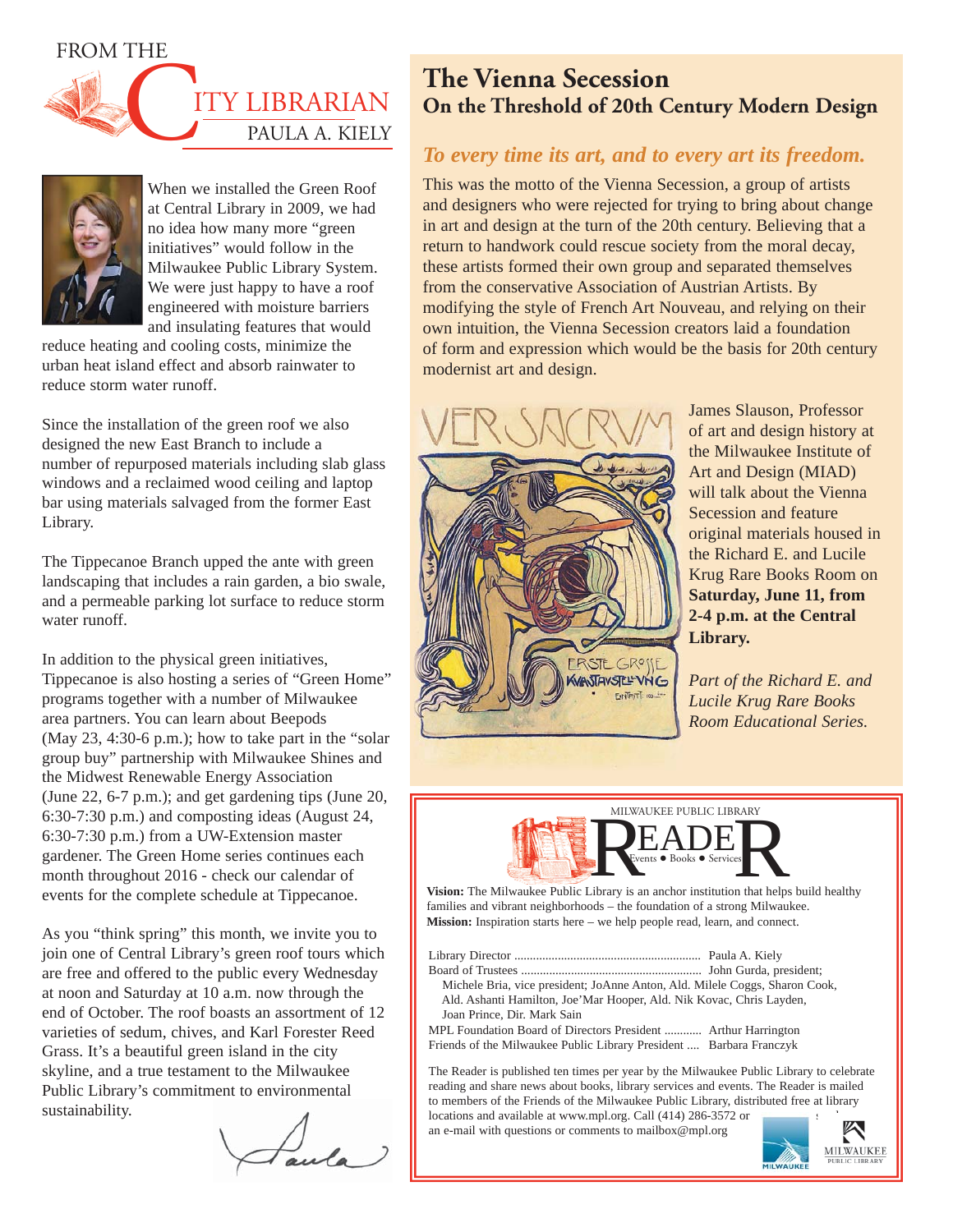## FROM THE CITY LIBRARIAN

### PAULA A. KIELY

When we installed the Green Roof at Central Library in 2009, we had no idea how many more "green initiatives" would follow in the Milwaukee Public Library System. We were just happy to have a roof engineered with moisture barriers and insulating features that would reduce heating and cooling costs, minimize the urban heat island effect and absorb rainwater to reduce storm water runoff.

Since the installation of the green roof we also designed the new East Branch to include a number of repurposed materials including slab glass windows and a reclaimed wood ceiling and laptop bar using materials salvaged from the former East Library.

The Tippecanoe Branch upped the ante with green landscaping that includes a rain garden, a bio swale, and a permeable parking lot surface to reduce storm water runoff.

In addition to the physical green initiatives, Tippecanoe is also hosting a series of "Green Home" programs together with a number of Milwaukee area partners. You can learn about Beepods (May 23, 4:30-6 p.m.); how to take part in the "solar group buy" partnership with Milwaukee Shines and the Midwest Renewable Energy Association (June 22, 6-7 p.m.); and get gardening tips (June 20, 6:30-7:30 p.m.) and composting ideas (August 24, 6:30-7:30 p.m.) from a UW-Extension master gardener. The Green Home series continues each month throughout 2016 - check our calendar of events for the complete schedule at Tippecanoe.

As you "think spring" this month, we invite you to join one of Central Library's green roof tours which are free and offered to the public every Wednesday at noon and Saturday at 10 a.m. now through the end of October. The roof boasts an assortment of 12 varieties of sedum, chives, and Karl Forester Reed Grass. It's a beautiful green island in the city skyline, and a true testament to the Milwaukee Public Library's commitment to environmental sustainability.

Paula

# The Vienna Secession

## On the Threshold of 20th Century Modern Design

*To every time its art, and to every art its freedom.*

This was the motto of the Vienna Secession, a group of artists and designers who were rejected for trying to bring about change in art and design at the turn of the 20th century. Believing that a return to handwork could rescue society from the moral decay, these artists formed their own group and separated themselves from the conservative Association of Austrian Artists. By modifying the style of French Art Nouveau, and relying on their own intuition, the Vienna Secession creators laid a foundation of form and expression which would be the basis for 20th century modernist art and design.

James Slauson, Professor of art and design history at the Milwaukee Institute of Art and Design (MIAD) will talk about the Vienna Secession and feature original materials housed in the Richard E. and Lucile Krug Rare Books Room on **Saturday, June 11, from 2-4 p.m. at the Central Library.**

*Part of the Richard E. and Lucile Krug Rare Books Room Educational Series.*

---

MILWAUKEE PUBLIC LIBRARY

# READER

Events • Books • Services

**Vision:** The Milwaukee Public Library is an anchor institution that helps build healthy families and vibrant neighborhoods – the foundation of a strong Milwaukee.
**Mission:** Inspiration starts here – we help people read, learn, and connect.

Library Director .......... Paula A. Kiely
Board of Trustees .......... John Gurda, president; Michele Bria, vice president; JoAnne Anton, Ald. Milele Coggs, Sharon Cook, Ald. Ashanti Hamilton, Joe'Mar Hooper, Ald. Nik Kovac, Chris Layden, Joan Prince, Dir. Mark Sain
MPL Foundation Board of Directors President .......... Arthur Harrington
Friends of the Milwaukee Public Library President .... Barbara Franczyk

The Reader is published ten times per year by the Milwaukee Public Library to celebrate reading and share news about books, library services and events. The Reader is mailed to members of the Friends of the Milwaukee Public Library, distributed free at library locations and available at www.mpl.org. Call (414) 286-3572 or an e-mail with questions or comments to mailbox@mpl.org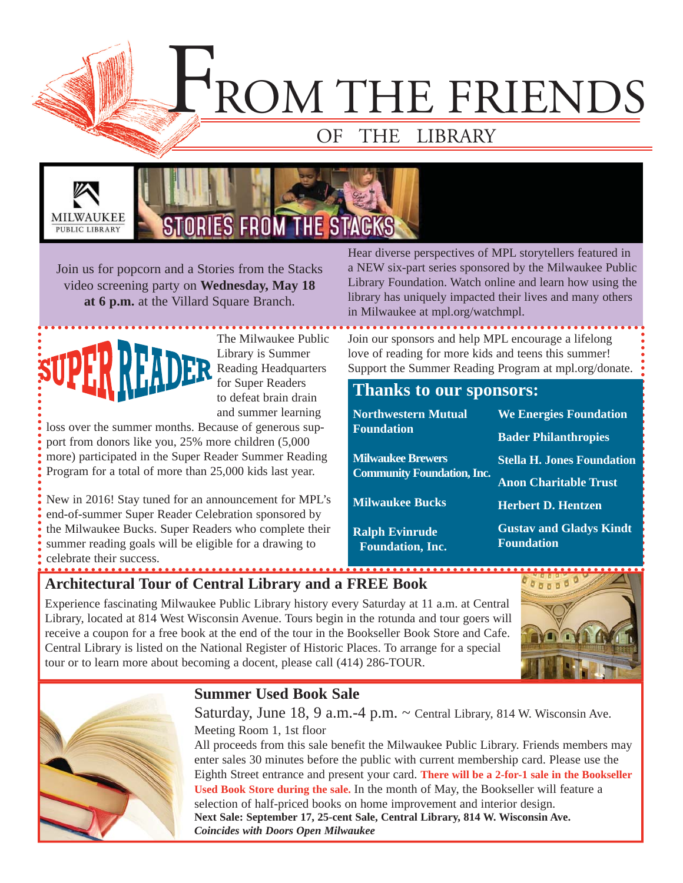# From the Friends

## of the Library

MILWAUKEE PUBLIC LIBRARY

STORIES FROM THE STACKS

Join us for popcorn and a Stories from the Stacks video screening party on **Wednesday, May 18 at 6 p.m.** at the Villard Square Branch.

Hear diverse perspectives of MPL storytellers featured in a NEW six-part series sponsored by the Milwaukee Public Library Foundation. Watch online and learn how using the library has uniquely impacted their lives and many others in Milwaukee at mpl.org/watchmpl.

## SUPER READER

The Milwaukee Public Library is Summer Reading Headquarters for Super Readers to defeat brain drain and summer learning loss over the summer months. Because of generous support from donors like you, 25% more children (5,000 more) participated in the Super Reader Summer Reading Program for a total of more than 25,000 kids last year.

New in 2016! Stay tuned for an announcement for MPL's end-of-summer Super Reader Celebration sponsored by the Milwaukee Bucks. Super Readers who complete their summer reading goals will be eligible for a drawing to celebrate their success.

Join our sponsors and help MPL encourage a lifelong love of reading for more kids and teens this summer! Support the Summer Reading Program at mpl.org/donate.

### Thanks to our sponsors:

- **Northwestern Mutual Foundation**
- **Milwaukee Brewers Community Foundation, Inc.**
- **Milwaukee Bucks**
- **Ralph Evinrude Foundation, Inc.**
- **We Energies Foundation**
- **Bader Philanthropies**
- **Stella H. Jones Foundation**
- **Anon Charitable Trust**
- **Herbert D. Hentzen**
- **Gustav and Gladys Kindt Foundation**

## Architectural Tour of Central Library and a FREE Book

Experience fascinating Milwaukee Public Library history every Saturday at 11 a.m. at Central Library, located at 814 West Wisconsin Avenue. Tours begin in the rotunda and tour goers will receive a coupon for a free book at the end of the tour in the Bookseller Book Store and Cafe. Central Library is listed on the National Register of Historic Places. To arrange for a special tour or to learn more about becoming a docent, please call (414) 286-TOUR.

## Summer Used Book Sale

Saturday, June 18, 9 a.m.-4 p.m. ~ Central Library, 814 W. Wisconsin Ave.
Meeting Room 1, 1st floor

All proceeds from this sale benefit the Milwaukee Public Library. Friends members may enter sales 30 minutes before the public with current membership card. Please use the Eighth Street entrance and present your card. **There will be a 2-for-1 sale in the Bookseller Used Book Store during the sale.** In the month of May, the Bookseller will feature a selection of half-priced books on home improvement and interior design.

**Next Sale: September 17, 25-cent Sale, Central Library, 814 W. Wisconsin Ave.**
***Coincides with Doors Open Milwaukee***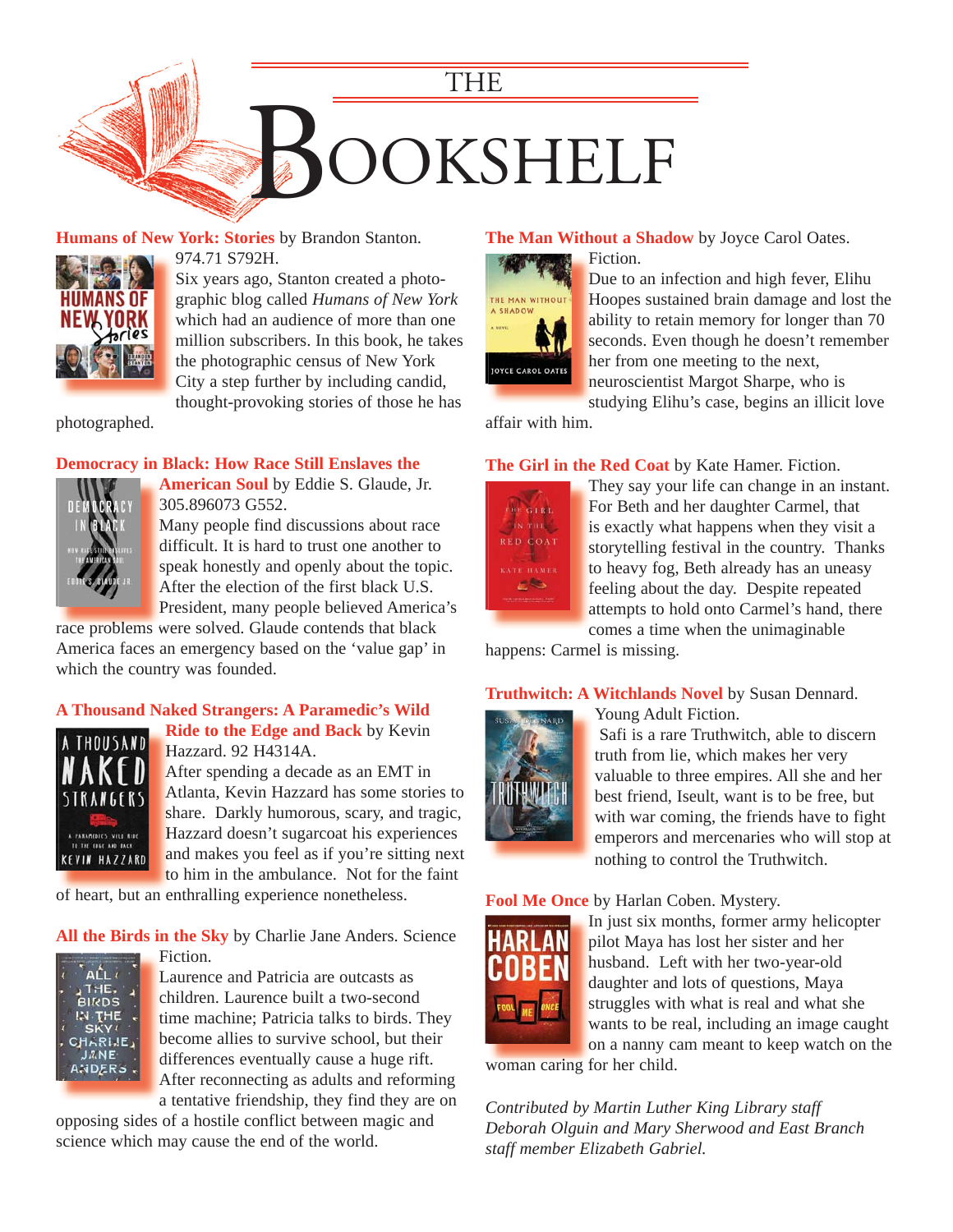# THE BOOKSHELF

**Humans of New York: Stories** by Brandon Stanton. 974.71 S792H.
Six years ago, Stanton created a photographic blog called *Humans of New York* which had an audience of more than one million subscribers. In this book, he takes the photographic census of New York City a step further by including candid, thought-provoking stories of those he has photographed.

**Democracy in Black: How Race Still Enslaves the American Soul** by Eddie S. Glaude, Jr. 305.896073 G552.
Many people find discussions about race difficult. It is hard to trust one another to speak honestly and openly about the topic. After the election of the first black U.S. President, many people believed America's race problems were solved. Glaude contends that black America faces an emergency based on the 'value gap' in which the country was founded.

**A Thousand Naked Strangers: A Paramedic's Wild Ride to the Edge and Back** by Kevin Hazzard. 92 H4314A.
After spending a decade as an EMT in Atlanta, Kevin Hazzard has some stories to share. Darkly humorous, scary, and tragic, Hazzard doesn't sugarcoat his experiences and makes you feel as if you're sitting next to him in the ambulance. Not for the faint of heart, but an enthralling experience nonetheless.

**All the Birds in the Sky** by Charlie Jane Anders. Science Fiction.
Laurence and Patricia are outcasts as children. Laurence built a two-second time machine; Patricia talks to birds. They become allies to survive school, but their differences eventually cause a huge rift. After reconnecting as adults and reforming a tentative friendship, they find they are on opposing sides of a hostile conflict between magic and science which may cause the end of the world.

**The Man Without a Shadow** by Joyce Carol Oates. Fiction.
Due to an infection and high fever, Elihu Hoopes sustained brain damage and lost the ability to retain memory for longer than 70 seconds. Even though he doesn't remember her from one meeting to the next, neuroscientist Margot Sharpe, who is studying Elihu's case, begins an illicit love affair with him.

**The Girl in the Red Coat** by Kate Hamer. Fiction.
They say your life can change in an instant. For Beth and her daughter Carmel, that is exactly what happens when they visit a storytelling festival in the country. Thanks to heavy fog, Beth already has an uneasy feeling about the day. Despite repeated attempts to hold onto Carmel's hand, there comes a time when the unimaginable happens: Carmel is missing.

**Truthwitch: A Witchlands Novel** by Susan Dennard. Young Adult Fiction.
Safi is a rare Truthwitch, able to discern truth from lie, which makes her very valuable to three empires. All she and her best friend, Iseult, want is to be free, but with war coming, the friends have to fight emperors and mercenaries who will stop at nothing to control the Truthwitch.

**Fool Me Once** by Harlan Coben. Mystery.
In just six months, former army helicopter pilot Maya has lost her sister and her husband. Left with her two-year-old daughter and lots of questions, Maya struggles with what is real and what she wants to be real, including an image caught on a nanny cam meant to keep watch on the woman caring for her child.

*Contributed by Martin Luther King Library staff Deborah Olguin and Mary Sherwood and East Branch staff member Elizabeth Gabriel.*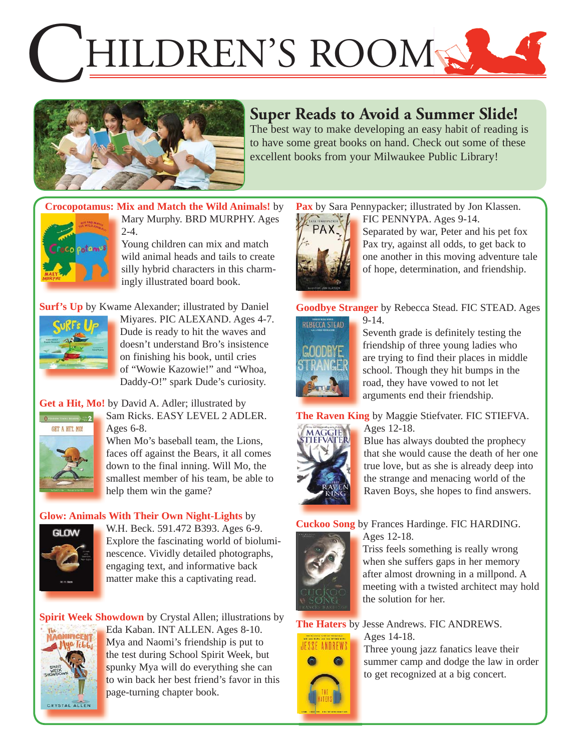# Children's Room

## Super Reads to Avoid a Summer Slide!

The best way to make developing an easy habit of reading is to have some great books on hand. Check out some of these excellent books from your Milwaukee Public Library!

**Crocopotamus: Mix and Match the Wild Animals!** by Mary Murphy. BRD MURPHY. Ages 2-4.
Young children can mix and match wild animal heads and tails to create silly hybrid characters in this charmingly illustrated board book.

**Surf's Up** by Kwame Alexander; illustrated by Daniel Miyares. PIC ALEXAND. Ages 4-7.
Dude is ready to hit the waves and doesn't understand Bro's insistence on finishing his book, until cries of "Wowie Kazowie!" and "Whoa, Daddy-O!" spark Dude's curiosity.

**Get a Hit, Mo!** by David A. Adler; illustrated by Sam Ricks. EASY LEVEL 2 ADLER. Ages 6-8.
When Mo's baseball team, the Lions, faces off against the Bears, it all comes down to the final inning. Will Mo, the smallest member of his team, be able to help them win the game?

**Glow: Animals With Their Own Night-Lights** by W.H. Beck. 591.472 B393. Ages 6-9.
Explore the fascinating world of bioluminescence. Vividly detailed photographs, engaging text, and informative back matter make this a captivating read.

**Spirit Week Showdown** by Crystal Allen; illustrations by Eda Kaban. INT ALLEN. Ages 8-10.
Mya and Naomi's friendship is put to the test during School Spirit Week, but spunky Mya will do everything she can to win back her best friend's favor in this page-turning chapter book.

**Pax** by Sara Pennypacker; illustrated by Jon Klassen. FIC PENNYPA. Ages 9-14.
Separated by war, Peter and his pet fox Pax try, against all odds, to get back to one another in this moving adventure tale of hope, determination, and friendship.

**Goodbye Stranger** by Rebecca Stead. FIC STEAD. Ages 9-14.
Seventh grade is definitely testing the friendship of three young ladies who are trying to find their places in middle school. Though they hit bumps in the road, they have vowed to not let arguments end their friendship.

**The Raven King** by Maggie Stiefvater. FIC STIEFVA. Ages 12-18.
Blue has always doubted the prophecy that she would cause the death of her one true love, but as she is already deep into the strange and menacing world of the Raven Boys, she hopes to find answers.

**Cuckoo Song** by Frances Hardinge. FIC HARDING. Ages 12-18.
Triss feels something is really wrong when she suffers gaps in her memory after almost drowning in a millpond. A meeting with a twisted architect may hold the solution for her.

**The Haters** by Jesse Andrews. FIC ANDREWS. Ages 14-18.
Three young jazz fanatics leave their summer camp and dodge the law in order to get recognized at a big concert.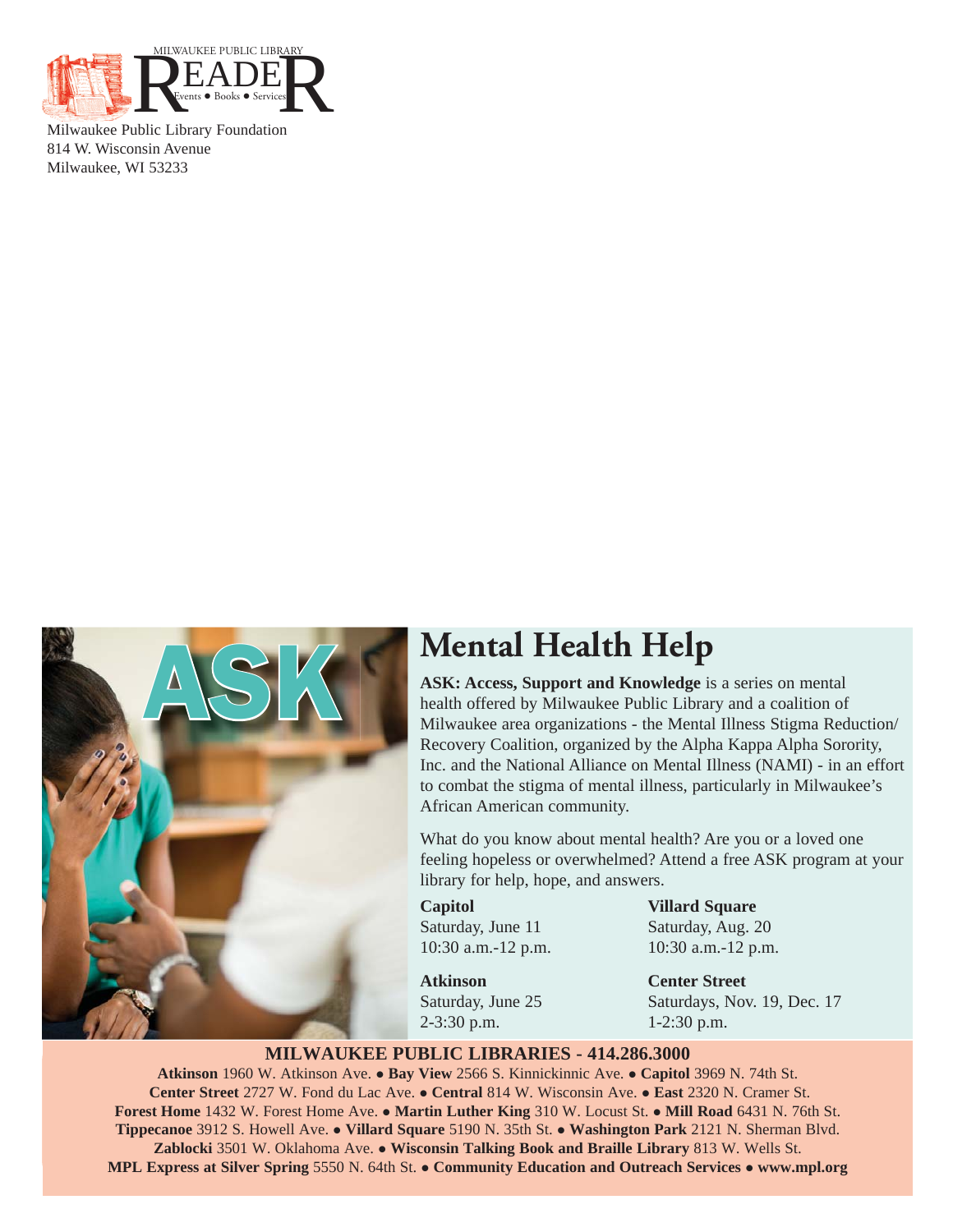MILWAUKEE PUBLIC LIBRARY

READER

Events ● Books ● Services

Milwaukee Public Library Foundation
814 W. Wisconsin Avenue
Milwaukee, WI 53233

ASK

# Mental Health Help

**ASK: Access, Support and Knowledge** is a series on mental health offered by Milwaukee Public Library and a coalition of Milwaukee area organizations - the Mental Illness Stigma Reduction/Recovery Coalition, organized by the Alpha Kappa Alpha Sorority, Inc. and the National Alliance on Mental Illness (NAMI) - in an effort to combat the stigma of mental illness, particularly in Milwaukee's African American community.

What do you know about mental health? Are you or a loved one feeling hopeless or overwhelmed? Attend a free ASK program at your library for help, hope, and answers.

**Capitol**
Saturday, June 11
10:30 a.m.-12 p.m.

**Atkinson**
Saturday, June 25
2-3:30 p.m.

**Villard Square**
Saturday, Aug. 20
10:30 a.m.-12 p.m.

**Center Street**
Saturdays, Nov. 19, Dec. 17
1-2:30 p.m.

**MILWAUKEE PUBLIC LIBRARIES - 414.286.3000**

**Atkinson** 1960 W. Atkinson Ave. ● **Bay View** 2566 S. Kinnickinnic Ave. ● **Capitol** 3969 N. 74th St.
**Center Street** 2727 W. Fond du Lac Ave. ● **Central** 814 W. Wisconsin Ave. ● **East** 2320 N. Cramer St.
**Forest Home** 1432 W. Forest Home Ave. ● **Martin Luther King** 310 W. Locust St. ● **Mill Road** 6431 N. 76th St.
**Tippecanoe** 3912 S. Howell Ave. ● **Villard Square** 5190 N. 35th St. ● **Washington Park** 2121 N. Sherman Blvd.
**Zablocki** 3501 W. Oklahoma Ave. ● **Wisconsin Talking Book and Braille Library** 813 W. Wells St.
**MPL Express at Silver Spring** 5550 N. 64th St. ● **Community Education and Outreach Services** ● **www.mpl.org**